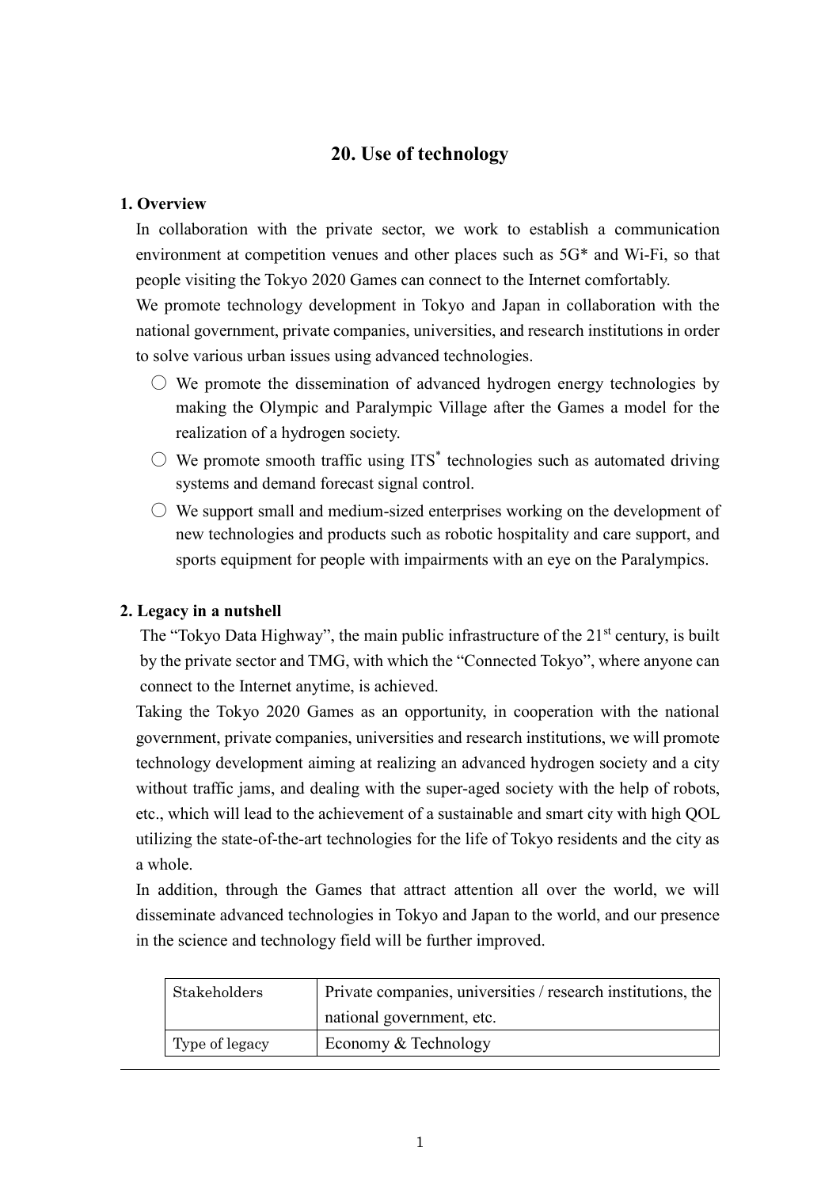# 20. Use of technology

## 1. Overview

In collaboration with the private sector, we work to establish a communication environment at competition venues and other places such as 5G* and Wi-Fi, so that people visiting the Tokyo 2020 Games can connect to the Internet comfortably.

We promote technology development in Tokyo and Japan in collaboration with the national government, private companies, universities, and research institutions in order to solve various urban issues using advanced technologies.

- ○ We promote the dissemination of advanced hydrogen energy technologies by making the Olympic and Paralympic Village after the Games a model for the realization of a hydrogen society.
- ○ We promote smooth traffic using ITS* technologies such as automated driving systems and demand forecast signal control.
- ○ We support small and medium-sized enterprises working on the development of new technologies and products such as robotic hospitality and care support, and sports equipment for people with impairments with an eye on the Paralympics.

## 2. Legacy in a nutshell

The "Tokyo Data Highway", the main public infrastructure of the 21st century, is built by the private sector and TMG, with which the "Connected Tokyo", where anyone can connect to the Internet anytime, is achieved.

Taking the Tokyo 2020 Games as an opportunity, in cooperation with the national government, private companies, universities and research institutions, we will promote technology development aiming at realizing an advanced hydrogen society and a city without traffic jams, and dealing with the super-aged society with the help of robots, etc., which will lead to the achievement of a sustainable and smart city with high QOL utilizing the state-of-the-art technologies for the life of Tokyo residents and the city as a whole.

In addition, through the Games that attract attention all over the world, we will disseminate advanced technologies in Tokyo and Japan to the world, and our presence in the science and technology field will be further improved.

| Stakeholders | Private companies, universities / research institutions, the national government, etc. |
|---|---|
| Type of legacy | Economy & Technology |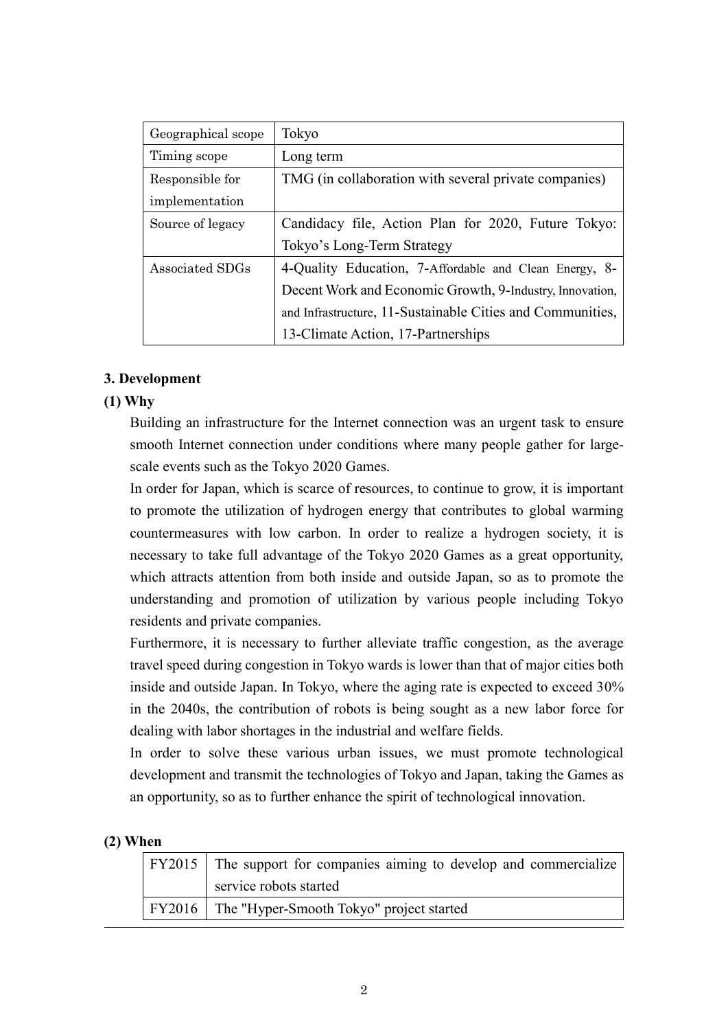| Geographical scope | Tokyo |
| --- | --- |
| Timing scope | Long term |
| Responsible for implementation | TMG (in collaboration with several private companies) |
| Source of legacy | Candidacy file, Action Plan for 2020, Future Tokyo: Tokyo's Long-Term Strategy |
| Associated SDGs | 4-Quality Education, 7-Affordable and Clean Energy, 8-Decent Work and Economic Growth, 9-Industry, Innovation, and Infrastructure, 11-Sustainable Cities and Communities, 13-Climate Action, 17-Partnerships |

### 3. Development

#### (1) Why

Building an infrastructure for the Internet connection was an urgent task to ensure smooth Internet connection under conditions where many people gather for large-scale events such as the Tokyo 2020 Games.

In order for Japan, which is scarce of resources, to continue to grow, it is important to promote the utilization of hydrogen energy that contributes to global warming countermeasures with low carbon. In order to realize a hydrogen society, it is necessary to take full advantage of the Tokyo 2020 Games as a great opportunity, which attracts attention from both inside and outside Japan, so as to promote the understanding and promotion of utilization by various people including Tokyo residents and private companies.

Furthermore, it is necessary to further alleviate traffic congestion, as the average travel speed during congestion in Tokyo wards is lower than that of major cities both inside and outside Japan. In Tokyo, where the aging rate is expected to exceed 30% in the 2040s, the contribution of robots is being sought as a new labor force for dealing with labor shortages in the industrial and welfare fields.

In order to solve these various urban issues, we must promote technological development and transmit the technologies of Tokyo and Japan, taking the Games as an opportunity, so as to further enhance the spirit of technological innovation.

#### (2) When

| | |
| --- | --- |
| FY2015 | The support for companies aiming to develop and commercialize service robots started |
| FY2016 | The "Hyper-Smooth Tokyo" project started |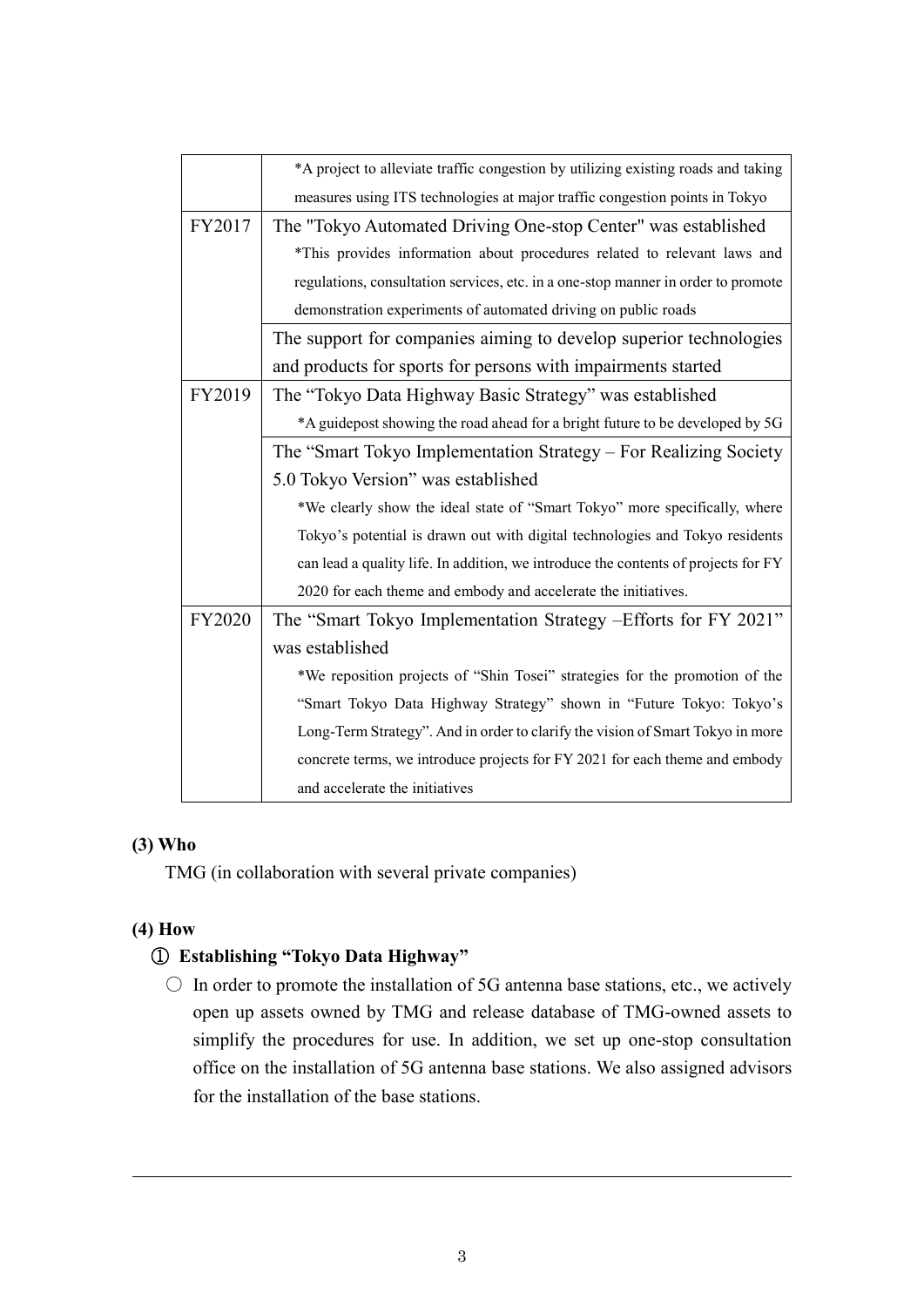| | |
|---|---|
| | *A project to alleviate traffic congestion by utilizing existing roads and taking measures using ITS technologies at major traffic congestion points in Tokyo |
| FY2017 | The "Tokyo Automated Driving One-stop Center" was established<br>*This provides information about procedures related to relevant laws and regulations, consultation services, etc. in a one-stop manner in order to promote demonstration experiments of automated driving on public roads |
| | The support for companies aiming to develop superior technologies and products for sports for persons with impairments started |
| FY2019 | The "Tokyo Data Highway Basic Strategy" was established<br>*A guidepost showing the road ahead for a bright future to be developed by 5G |
| | The "Smart Tokyo Implementation Strategy – For Realizing Society 5.0 Tokyo Version" was established<br>*We clearly show the ideal state of "Smart Tokyo" more specifically, where Tokyo's potential is drawn out with digital technologies and Tokyo residents can lead a quality life. In addition, we introduce the contents of projects for FY 2020 for each theme and embody and accelerate the initiatives. |
| FY2020 | The "Smart Tokyo Implementation Strategy –Efforts for FY 2021" was established<br>*We reposition projects of "Shin Tosei" strategies for the promotion of the "Smart Tokyo Data Highway Strategy" shown in "Future Tokyo: Tokyo's Long-Term Strategy". And in order to clarify the vision of Smart Tokyo in more concrete terms, we introduce projects for FY 2021 for each theme and embody and accelerate the initiatives |

**(3) Who**

TMG (in collaboration with several private companies)

**(4) How**

**① Establishing "Tokyo Data Highway"**

○ In order to promote the installation of 5G antenna base stations, etc., we actively open up assets owned by TMG and release database of TMG-owned assets to simplify the procedures for use. In addition, we set up one-stop consultation office on the installation of 5G antenna base stations. We also assigned advisors for the installation of the base stations.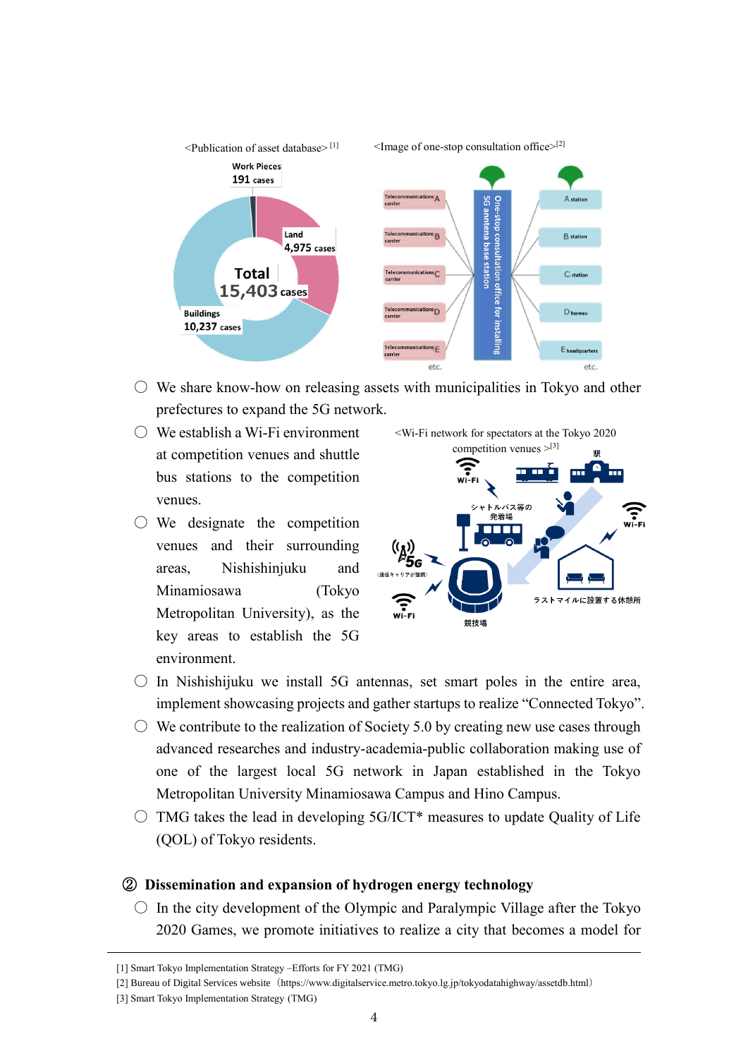<Publication of asset database>[1]

<Image of one-stop consultation office>[2]

- We share know-how on releasing assets with municipalities in Tokyo and other prefectures to expand the 5G network.
- We establish a Wi-Fi environment at competition venues and shuttle bus stations to the competition venues.
- We designate the competition venues and their surrounding areas, Nishishinjuku and Minamiosawa (Tokyo Metropolitan University), as the key areas to establish the 5G environment.

<Wi-Fi network for spectators at the Tokyo 2020 competition venues >[3]

- In Nishishijuku we install 5G antennas, set smart poles in the entire area, implement showcasing projects and gather startups to realize “Connected Tokyo”.
- We contribute to the realization of Society 5.0 by creating new use cases through advanced researches and industry-academia-public collaboration making use of one of the largest local 5G network in Japan established in the Tokyo Metropolitan University Minamiosawa Campus and Hino Campus.
- TMG takes the lead in developing 5G/ICT* measures to update Quality of Life (QOL) of Tokyo residents.

### ② Dissemination and expansion of hydrogen energy technology

- In the city development of the Olympic and Paralympic Village after the Tokyo 2020 Games, we promote initiatives to realize a city that becomes a model for

---

[1] Smart Tokyo Implementation Strategy –Efforts for FY 2021 (TMG)

[2] Bureau of Digital Services website（https://www.digitalservice.metro.tokyo.lg.jp/tokyodatahighway/assetdb.html）

[3] Smart Tokyo Implementation Strategy (TMG)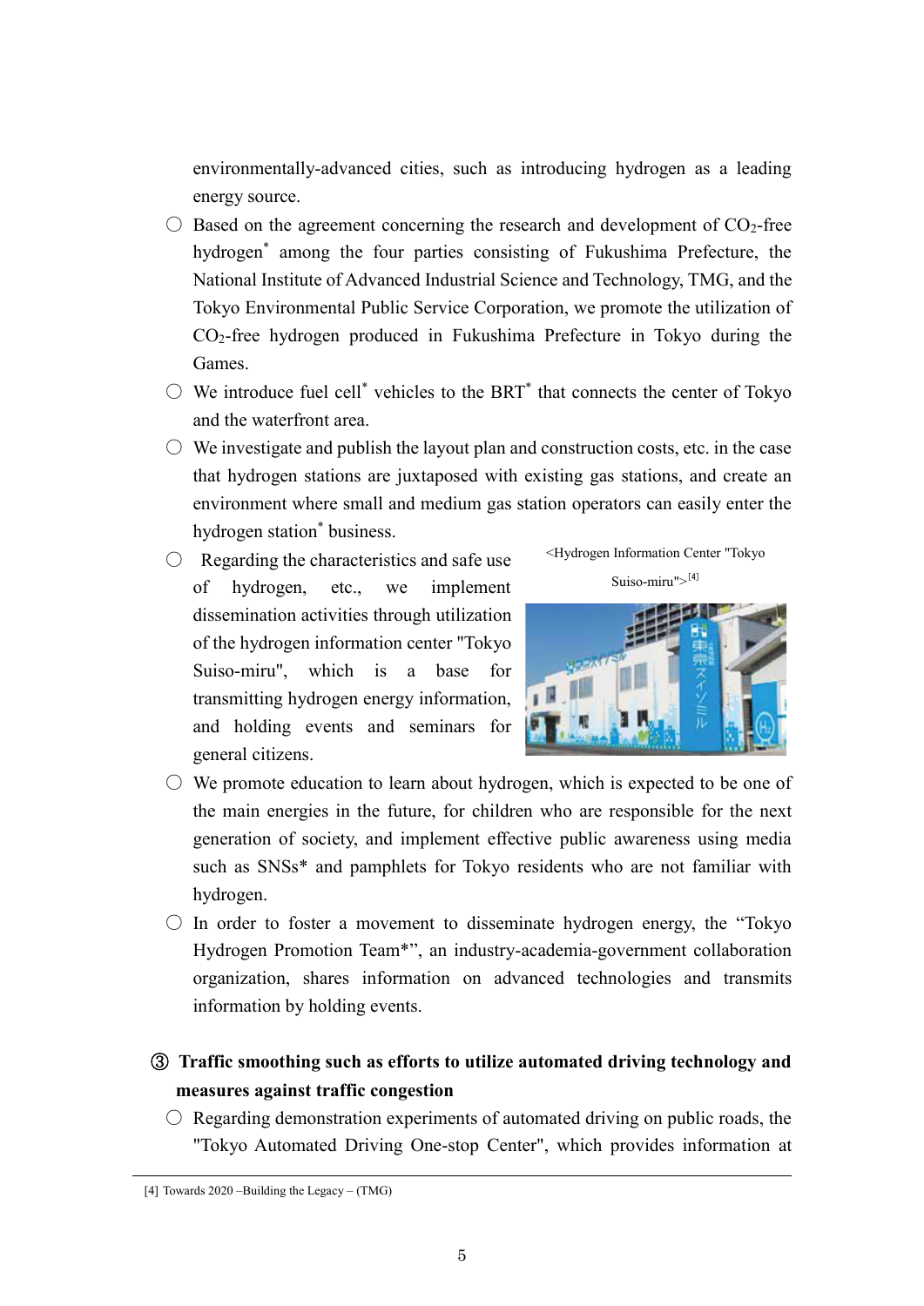environmentally-advanced cities, such as introducing hydrogen as a leading energy source.

- ○ Based on the agreement concerning the research and development of $CO_2$-free hydrogen* among the four parties consisting of Fukushima Prefecture, the National Institute of Advanced Industrial Science and Technology, TMG, and the Tokyo Environmental Public Service Corporation, we promote the utilization of $CO_2$-free hydrogen produced in Fukushima Prefecture in Tokyo during the Games.
- ○ We introduce fuel cell* vehicles to the BRT* that connects the center of Tokyo and the waterfront area.
- ○ We investigate and publish the layout plan and construction costs, etc. in the case that hydrogen stations are juxtaposed with existing gas stations, and create an environment where small and medium gas station operators can easily enter the hydrogen station* business.
- ○ Regarding the characteristics and safe use of hydrogen, etc., we implement dissemination activities through utilization of the hydrogen information center "Tokyo Suiso-miru", which is a base for transmitting hydrogen energy information, and holding events and seminars for general citizens.

<Hydrogen Information Center "Tokyo Suiso-miru">[4]

- ○ We promote education to learn about hydrogen, which is expected to be one of the main energies in the future, for children who are responsible for the next generation of society, and implement effective public awareness using media such as SNSs* and pamphlets for Tokyo residents who are not familiar with hydrogen.
- ○ In order to foster a movement to disseminate hydrogen energy, the "Tokyo Hydrogen Promotion Team*", an industry-academia-government collaboration organization, shares information on advanced technologies and transmits information by holding events.

### ③ Traffic smoothing such as efforts to utilize automated driving technology and measures against traffic congestion

- ○ Regarding demonstration experiments of automated driving on public roads, the "Tokyo Automated Driving One-stop Center", which provides information at

[4] Towards 2020 –Building the Legacy – (TMG)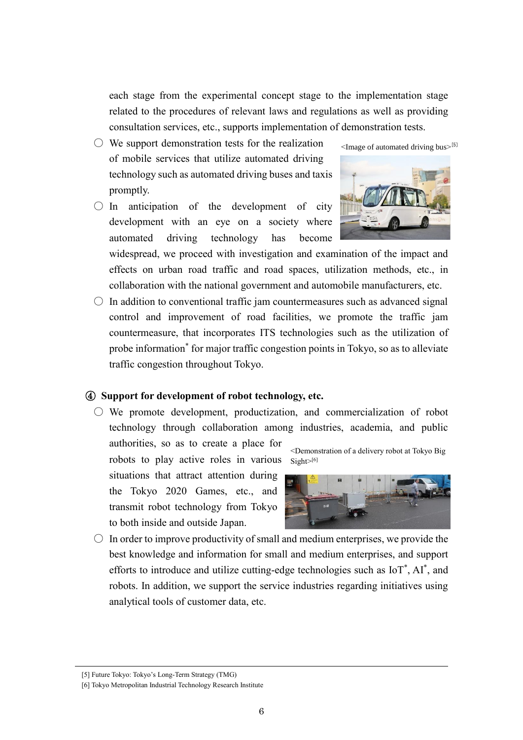each stage from the experimental concept stage to the implementation stage related to the procedures of relevant laws and regulations as well as providing consultation services, etc., supports implementation of demonstration tests.

- ○ We support demonstration tests for the realization of mobile services that utilize automated driving technology such as automated driving buses and taxis promptly.

<Image of automated driving bus>[5]

- ○ In anticipation of the development of city development with an eye on a society where automated driving technology has become widespread, we proceed with investigation and examination of the impact and effects on urban road traffic and road spaces, utilization methods, etc., in collaboration with the national government and automobile manufacturers, etc.
- ○ In addition to conventional traffic jam countermeasures such as advanced signal control and improvement of road facilities, we promote the traffic jam countermeasure, that incorporates ITS technologies such as the utilization of probe information* for major traffic congestion points in Tokyo, so as to alleviate traffic congestion throughout Tokyo.

**④ Support for development of robot technology, etc.**

- ○ We promote development, productization, and commercialization of robot technology through collaboration among industries, academia, and public authorities, so as to create a place for robots to play active roles in various situations that attract attention during the Tokyo 2020 Games, etc., and transmit robot technology from Tokyo to both inside and outside Japan.

<Demonstration of a delivery robot at Tokyo Big Sight>[6]

- ○ In order to improve productivity of small and medium enterprises, we provide the best knowledge and information for small and medium enterprises, and support efforts to introduce and utilize cutting-edge technologies such as IoT*, AI*, and robots. In addition, we support the service industries regarding initiatives using analytical tools of customer data, etc.

---

[5] Future Tokyo: Tokyo's Long-Term Strategy (TMG)

[6] Tokyo Metropolitan Industrial Technology Research Institute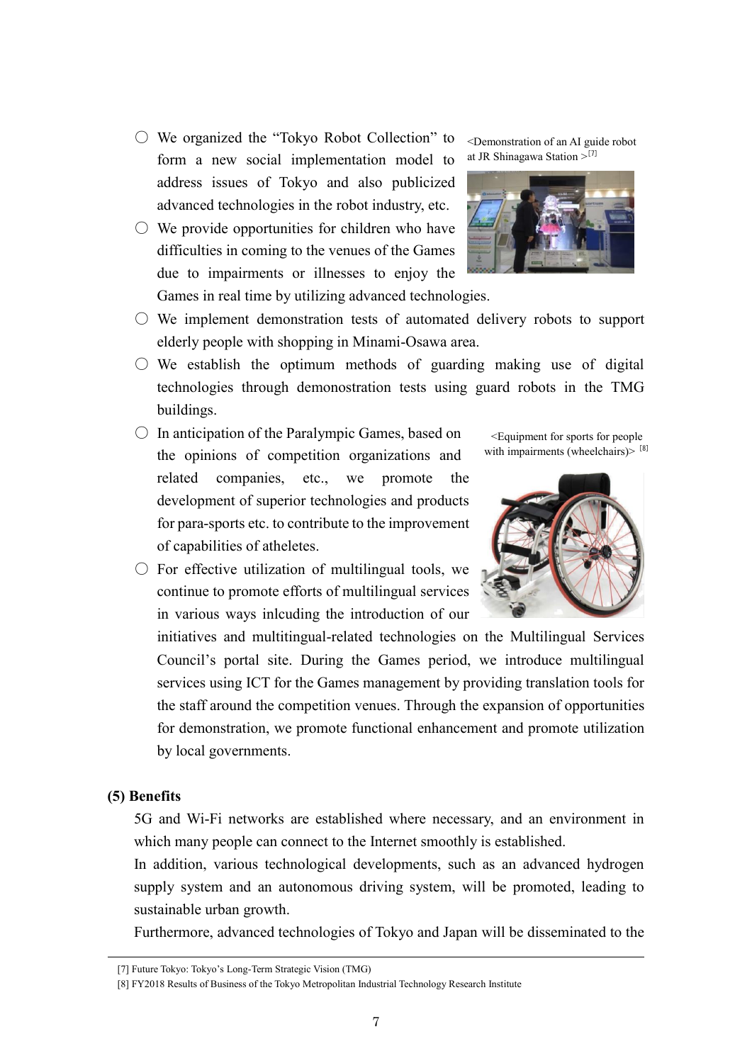- ○ We organized the “Tokyo Robot Collection” to form a new social implementation model to address issues of Tokyo and also publicized advanced technologies in the robot industry, etc.
- ○ We provide opportunities for children who have difficulties in coming to the venues of the Games due to impairments or illnesses to enjoy the Games in real time by utilizing advanced technologies.

<Demonstration of an AI guide robot at JR Shinagawa Station >[7]

- ○ We implement demonstration tests of automated delivery robots to support elderly people with shopping in Minami-Osawa area.
- ○ We establish the optimum methods of guarding making use of digital technologies through demonostration tests using guard robots in the TMG buildings.
- ○ In anticipation of the Paralympic Games, based on the opinions of competition organizations and related companies, etc., we promote the development of superior technologies and products for para-sports etc. to contribute to the improvement of capabilities of atheletes.
- ○ For effective utilization of multilingual tools, we continue to promote efforts of multilingual services in various ways inlcuding the introduction of our initiatives and multitingual-related technologies on the Multilingual Services Council’s portal site. During the Games period, we introduce multilingual services using ICT for the Games management by providing translation tools for the staff around the competition venues. Through the expansion of opportunities for demonstration, we promote functional enhancement and promote utilization by local governments.

<Equipment for sports for people with impairments (wheelchairs)> [8]

**(5) Benefits**

5G and Wi-Fi networks are established where necessary, and an environment in which many people can connect to the Internet smoothly is established.

In addition, various technological developments, such as an advanced hydrogen supply system and an autonomous driving system, will be promoted, leading to sustainable urban growth.

Furthermore, advanced technologies of Tokyo and Japan will be disseminated to the

[7] Future Tokyo: Tokyo’s Long-Term Strategic Vision (TMG)

[8] FY2018 Results of Business of the Tokyo Metropolitan Industrial Technology Research Institute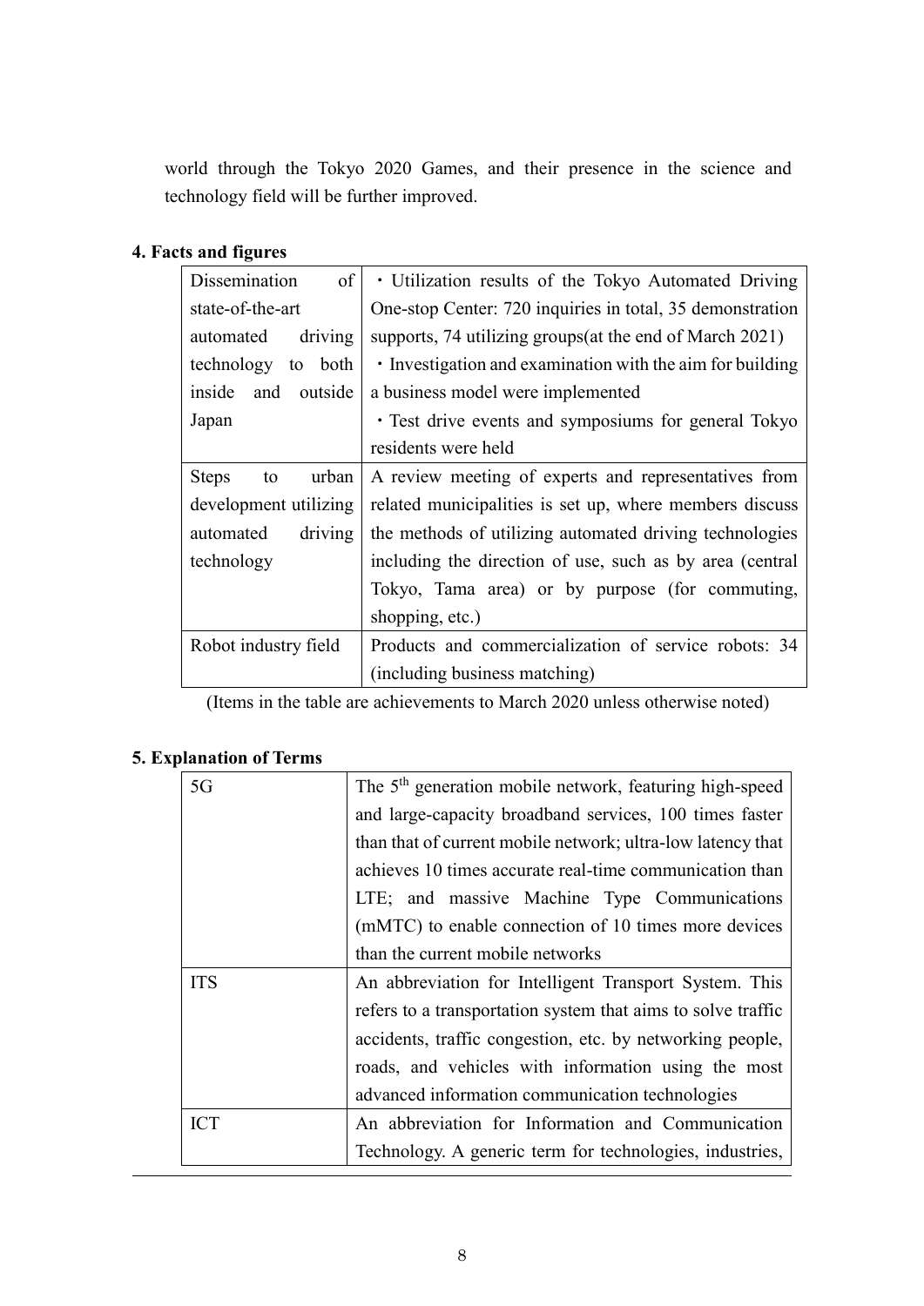world through the Tokyo 2020 Games, and their presence in the science and technology field will be further improved.

### 4. Facts and figures

| | |
|---|---|
| Dissemination of state-of-the-art automated driving technology to both inside and outside Japan | ・Utilization results of the Tokyo Automated Driving One-stop Center: 720 inquiries in total, 35 demonstration supports, 74 utilizing groups(at the end of March 2021)<br>・Investigation and examination with the aim for building a business model were implemented<br>・Test drive events and symposiums for general Tokyo residents were held |
| Steps to urban development utilizing automated driving technology | A review meeting of experts and representatives from related municipalities is set up, where members discuss the methods of utilizing automated driving technologies including the direction of use, such as by area (central Tokyo, Tama area) or by purpose (for commuting, shopping, etc.) |
| Robot industry field | Products and commercialization of service robots: 34 (including business matching) |

(Items in the table are achievements to March 2020 unless otherwise noted)

### 5. Explanation of Terms

| | |
|---|---|
| 5G | The 5th generation mobile network, featuring high-speed and large-capacity broadband services, 100 times faster than that of current mobile network; ultra-low latency that achieves 10 times accurate real-time communication than LTE; and massive Machine Type Communications (mMTC) to enable connection of 10 times more devices than the current mobile networks |
| ITS | An abbreviation for Intelligent Transport System. This refers to a transportation system that aims to solve traffic accidents, traffic congestion, etc. by networking people, roads, and vehicles with information using the most advanced information communication technologies |
| ICT | An abbreviation for Information and Communication Technology. A generic term for technologies, industries, |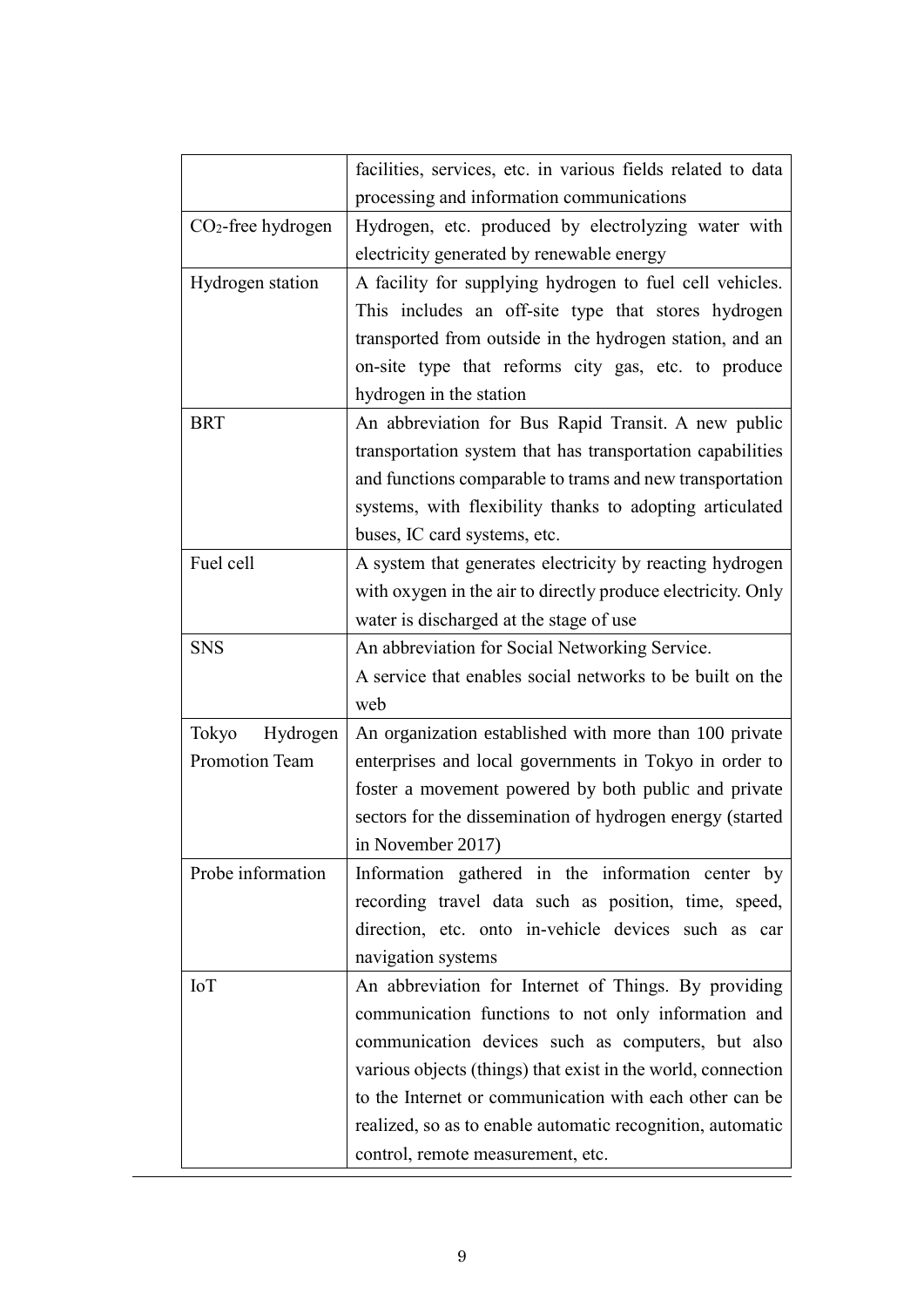| | |
|---|---|
| | facilities, services, etc. in various fields related to data processing and information communications |
| $CO_2$-free hydrogen | Hydrogen, etc. produced by electrolyzing water with electricity generated by renewable energy |
| Hydrogen station | A facility for supplying hydrogen to fuel cell vehicles. This includes an off-site type that stores hydrogen transported from outside in the hydrogen station, and an on-site type that reforms city gas, etc. to produce hydrogen in the station |
| BRT | An abbreviation for Bus Rapid Transit. A new public transportation system that has transportation capabilities and functions comparable to trams and new transportation systems, with flexibility thanks to adopting articulated buses, IC card systems, etc. |
| Fuel cell | A system that generates electricity by reacting hydrogen with oxygen in the air to directly produce electricity. Only water is discharged at the stage of use |
| SNS | An abbreviation for Social Networking Service. A service that enables social networks to be built on the web |
| Tokyo Hydrogen Promotion Team | An organization established with more than 100 private enterprises and local governments in Tokyo in order to foster a movement powered by both public and private sectors for the dissemination of hydrogen energy (started in November 2017) |
| Probe information | Information gathered in the information center by recording travel data such as position, time, speed, direction, etc. onto in-vehicle devices such as car navigation systems |
| IoT | An abbreviation for Internet of Things. By providing communication functions to not only information and communication devices such as computers, but also various objects (things) that exist in the world, connection to the Internet or communication with each other can be realized, so as to enable automatic recognition, automatic control, remote measurement, etc. |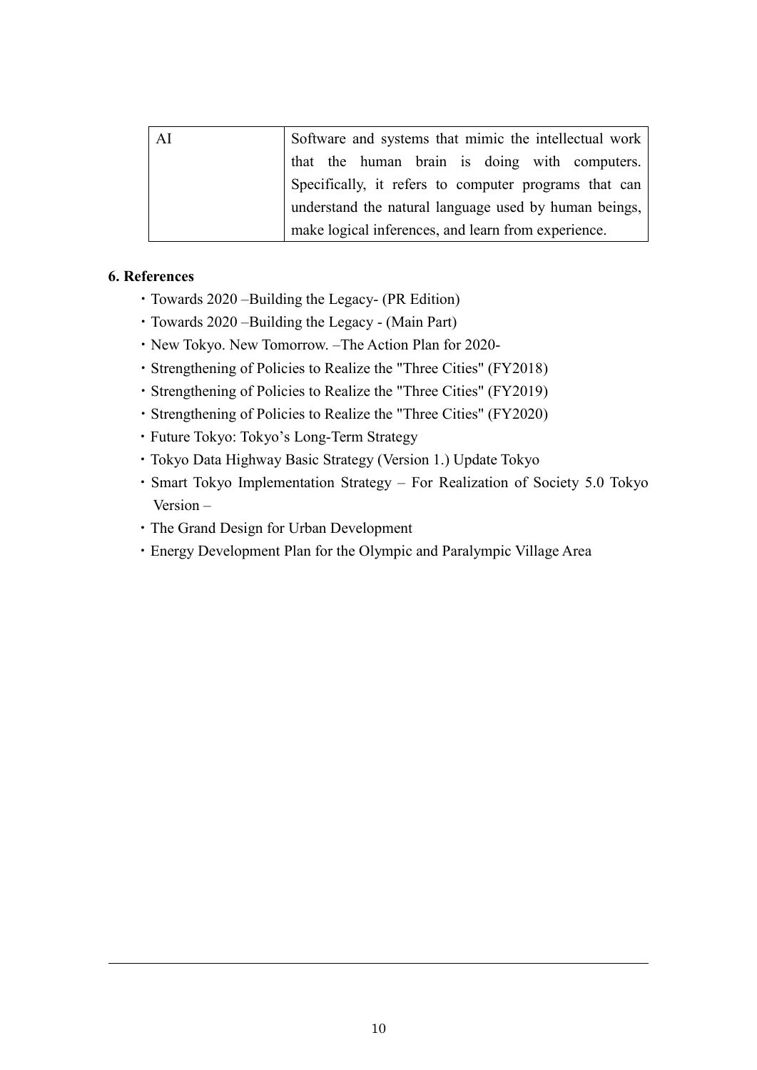| | |
|---|---|
| AI | Software and systems that mimic the intellectual work that the human brain is doing with computers. Specifically, it refers to computer programs that can understand the natural language used by human beings, make logical inferences, and learn from experience. |

**6. References**

- Towards 2020 –Building the Legacy- (PR Edition)
- Towards 2020 –Building the Legacy - (Main Part)
- New Tokyo. New Tomorrow. –The Action Plan for 2020-
- Strengthening of Policies to Realize the "Three Cities" (FY2018)
- Strengthening of Policies to Realize the "Three Cities" (FY2019)
- Strengthening of Policies to Realize the "Three Cities" (FY2020)
- Future Tokyo: Tokyo's Long-Term Strategy
- Tokyo Data Highway Basic Strategy (Version 1.) Update Tokyo
- Smart Tokyo Implementation Strategy – For Realization of Society 5.0 Tokyo Version –
- The Grand Design for Urban Development
- Energy Development Plan for the Olympic and Paralympic Village Area